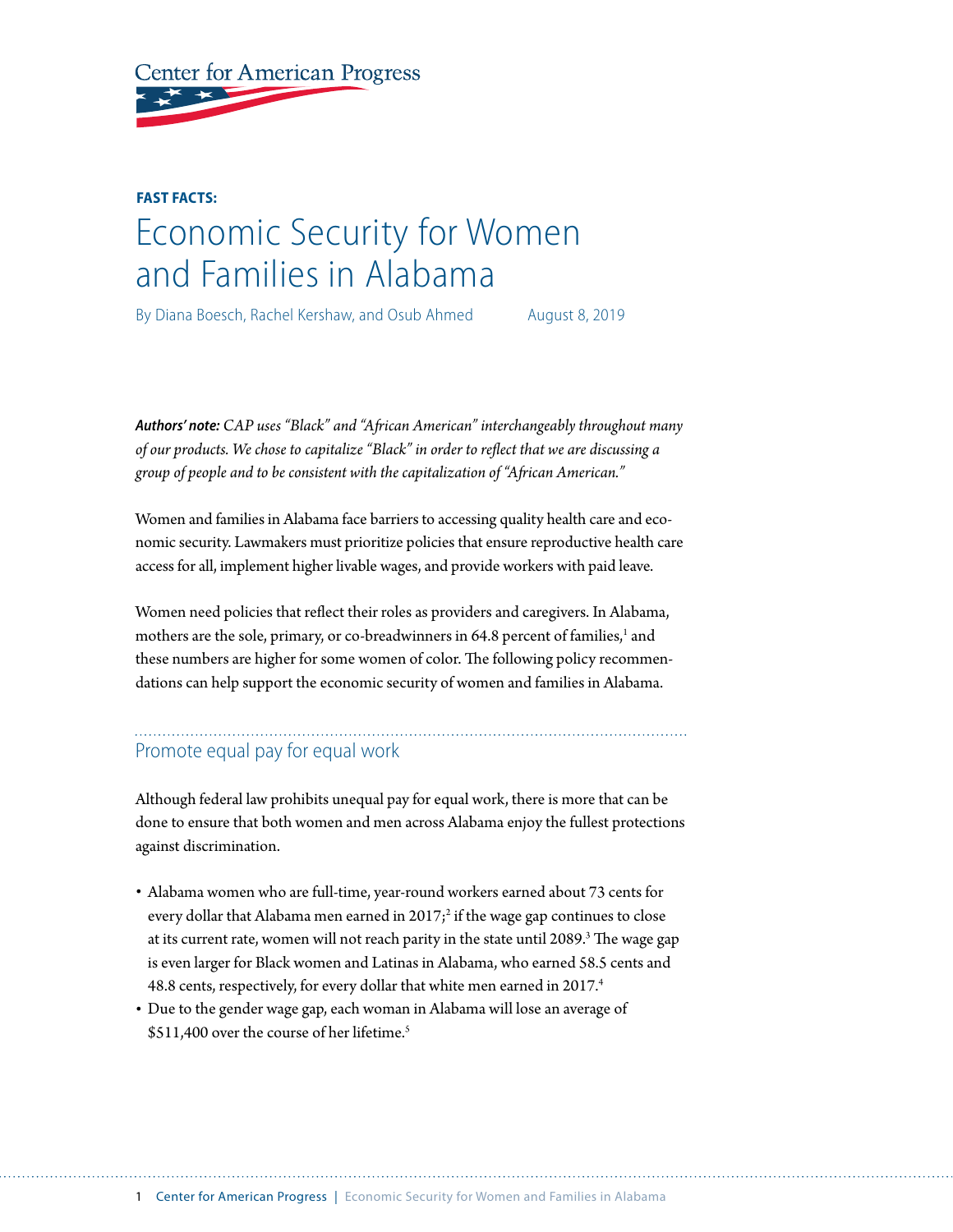Center for American Progress

**FAST FACTS:**

# Economic Security for Women and Families in Alabama

By Diana Boesch, Rachel Kershaw, and Osub Ahmed    August 8, 2019

***Authors' note:*** *CAP uses "Black" and "African American" interchangeably throughout many of our products. We chose to capitalize "Black" in order to reflect that we are discussing a group of people and to be consistent with the capitalization of "African American."*

Women and families in Alabama face barriers to accessing quality health care and economic security. Lawmakers must prioritize policies that ensure reproductive health care access for all, implement higher livable wages, and provide workers with paid leave.

Women need policies that reflect their roles as providers and caregivers. In Alabama, mothers are the sole, primary, or co-breadwinners in 64.8 percent of families,[1] and these numbers are higher for some women of color. The following policy recommendations can help support the economic security of women and families in Alabama.

## Promote equal pay for equal work

Although federal law prohibits unequal pay for equal work, there is more that can be done to ensure that both women and men across Alabama enjoy the fullest protections against discrimination.

- Alabama women who are full-time, year-round workers earned about 73 cents for every dollar that Alabama men earned in 2017;[2] if the wage gap continues to close at its current rate, women will not reach parity in the state until 2089.[3] The wage gap is even larger for Black women and Latinas in Alabama, who earned 58.5 cents and 48.8 cents, respectively, for every dollar that white men earned in 2017.[4]
- Due to the gender wage gap, each woman in Alabama will lose an average of $511,400 over the course of her lifetime.[5]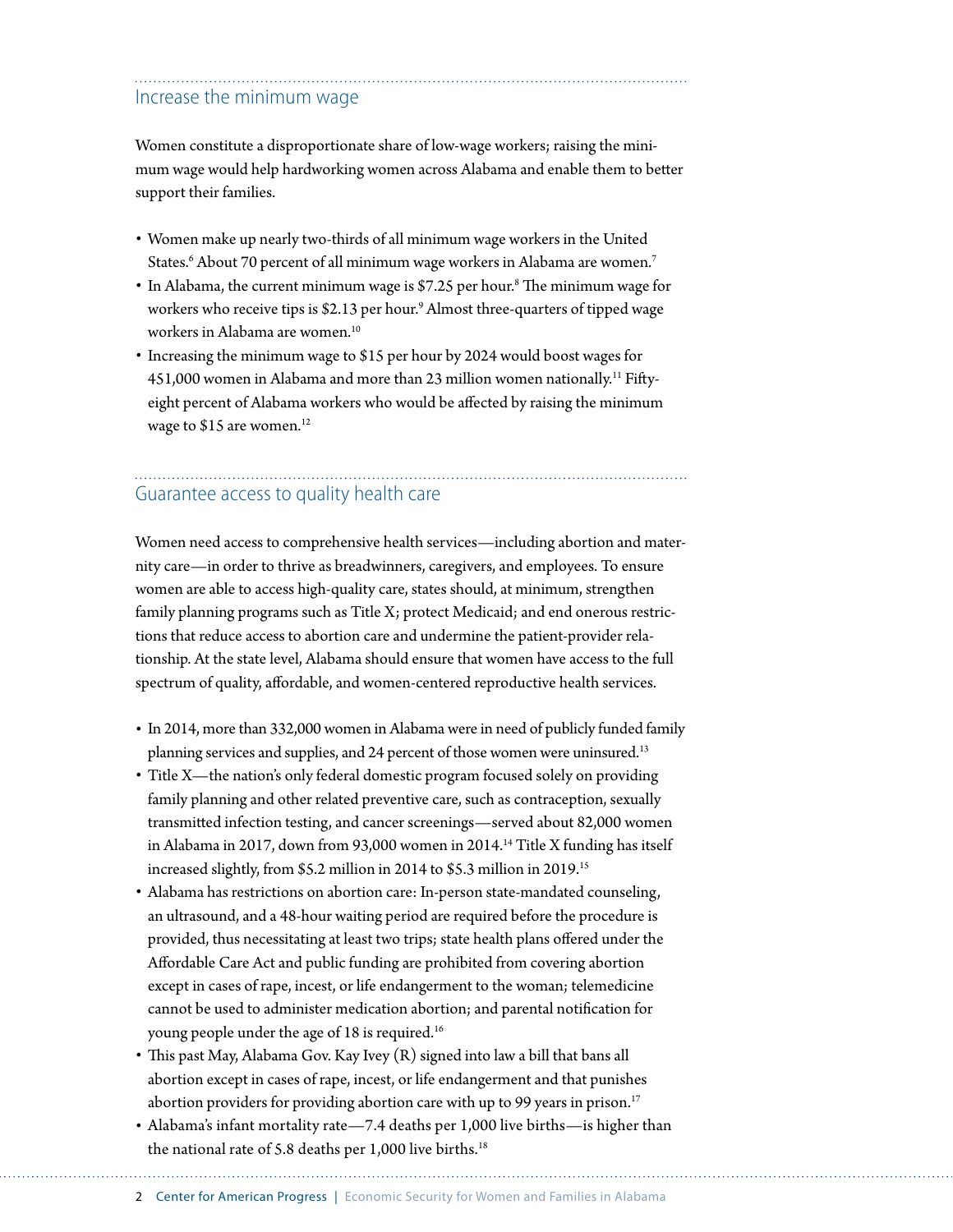## Increase the minimum wage

Women constitute a disproportionate share of low-wage workers; raising the minimum wage would help hardworking women across Alabama and enable them to better support their families.

- Women make up nearly two-thirds of all minimum wage workers in the United States.[6] About 70 percent of all minimum wage workers in Alabama are women.[7]
- In Alabama, the current minimum wage is $7.25 per hour.[8] The minimum wage for workers who receive tips is $2.13 per hour.[9] Almost three-quarters of tipped wage workers in Alabama are women.[10]
- Increasing the minimum wage to $15 per hour by 2024 would boost wages for 451,000 women in Alabama and more than 23 million women nationally.[11] Fifty-eight percent of Alabama workers who would be affected by raising the minimum wage to $15 are women.[12]

## Guarantee access to quality health care

Women need access to comprehensive health services—including abortion and maternity care—in order to thrive as breadwinners, caregivers, and employees. To ensure women are able to access high-quality care, states should, at minimum, strengthen family planning programs such as Title X; protect Medicaid; and end onerous restrictions that reduce access to abortion care and undermine the patient-provider relationship. At the state level, Alabama should ensure that women have access to the full spectrum of quality, affordable, and women-centered reproductive health services.

- In 2014, more than 332,000 women in Alabama were in need of publicly funded family planning services and supplies, and 24 percent of those women were uninsured.[13]
- Title X—the nation's only federal domestic program focused solely on providing family planning and other related preventive care, such as contraception, sexually transmitted infection testing, and cancer screenings—served about 82,000 women in Alabama in 2017, down from 93,000 women in 2014.[14] Title X funding has itself increased slightly, from $5.2 million in 2014 to $5.3 million in 2019.[15]
- Alabama has restrictions on abortion care: In-person state-mandated counseling, an ultrasound, and a 48-hour waiting period are required before the procedure is provided, thus necessitating at least two trips; state health plans offered under the Affordable Care Act and public funding are prohibited from covering abortion except in cases of rape, incest, or life endangerment to the woman; telemedicine cannot be used to administer medication abortion; and parental notification for young people under the age of 18 is required.[16]
- This past May, Alabama Gov. Kay Ivey (R) signed into law a bill that bans all abortion except in cases of rape, incest, or life endangerment and that punishes abortion providers for providing abortion care with up to 99 years in prison.[17]
- Alabama's infant mortality rate—7.4 deaths per 1,000 live births—is higher than the national rate of 5.8 deaths per 1,000 live births.[18]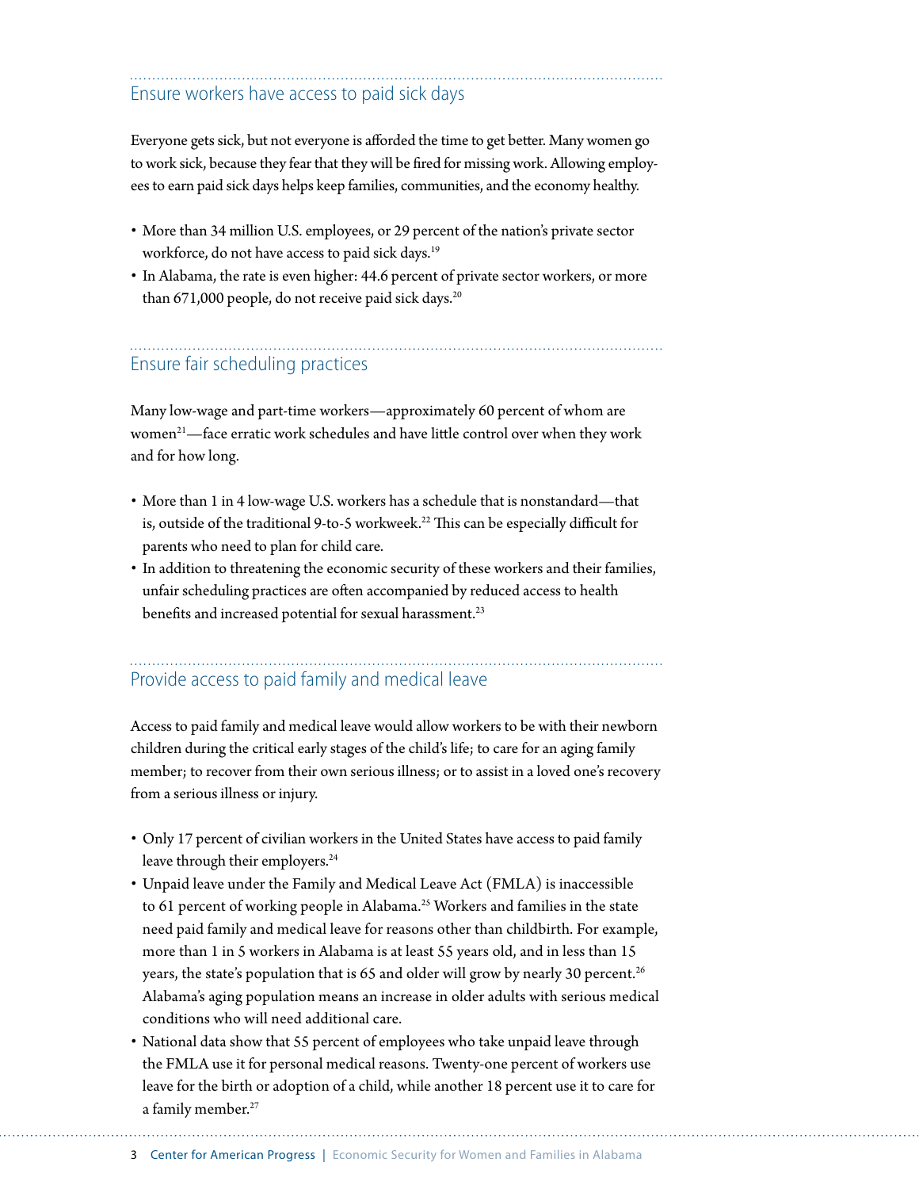## Ensure workers have access to paid sick days

Everyone gets sick, but not everyone is afforded the time to get better. Many women go to work sick, because they fear that they will be fired for missing work. Allowing employees to earn paid sick days helps keep families, communities, and the economy healthy.

- More than 34 million U.S. employees, or 29 percent of the nation's private sector workforce, do not have access to paid sick days.[19]
- In Alabama, the rate is even higher: 44.6 percent of private sector workers, or more than 671,000 people, do not receive paid sick days.[20]

## Ensure fair scheduling practices

Many low-wage and part-time workers—approximately 60 percent of whom are women[21]—face erratic work schedules and have little control over when they work and for how long.

- More than 1 in 4 low-wage U.S. workers has a schedule that is nonstandard—that is, outside of the traditional 9-to-5 workweek.[22] This can be especially difficult for parents who need to plan for child care.
- In addition to threatening the economic security of these workers and their families, unfair scheduling practices are often accompanied by reduced access to health benefits and increased potential for sexual harassment.[23]

## Provide access to paid family and medical leave

Access to paid family and medical leave would allow workers to be with their newborn children during the critical early stages of the child's life; to care for an aging family member; to recover from their own serious illness; or to assist in a loved one's recovery from a serious illness or injury.

- Only 17 percent of civilian workers in the United States have access to paid family leave through their employers.[24]
- Unpaid leave under the Family and Medical Leave Act (FMLA) is inaccessible to 61 percent of working people in Alabama.[25] Workers and families in the state need paid family and medical leave for reasons other than childbirth. For example, more than 1 in 5 workers in Alabama is at least 55 years old, and in less than 15 years, the state's population that is 65 and older will grow by nearly 30 percent.[26] Alabama's aging population means an increase in older adults with serious medical conditions who will need additional care.
- National data show that 55 percent of employees who take unpaid leave through the FMLA use it for personal medical reasons. Twenty-one percent of workers use leave for the birth or adoption of a child, while another 18 percent use it to care for a family member.[27]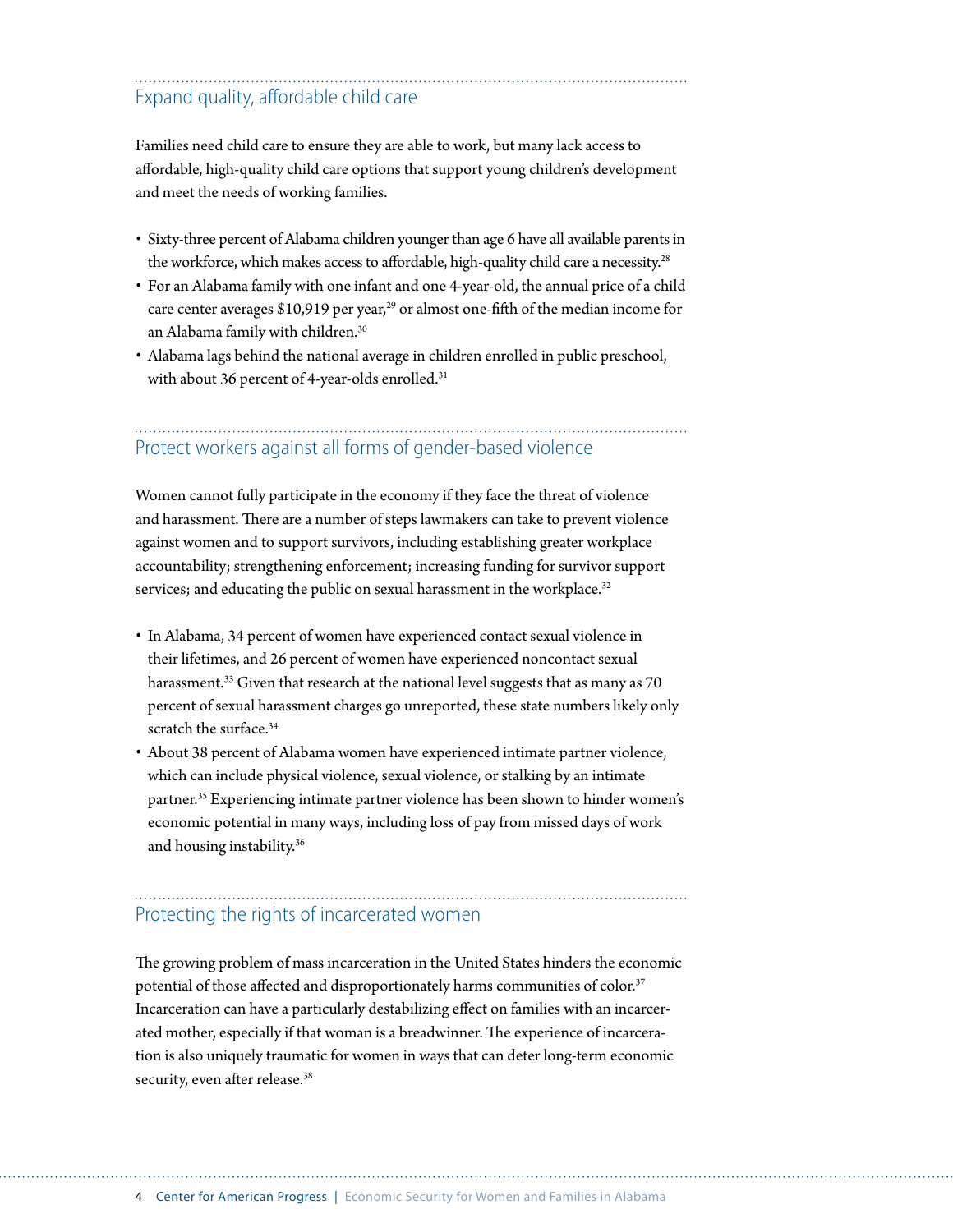## Expand quality, affordable child care

Families need child care to ensure they are able to work, but many lack access to affordable, high-quality child care options that support young children's development and meet the needs of working families.

- Sixty-three percent of Alabama children younger than age 6 have all available parents in the workforce, which makes access to affordable, high-quality child care a necessity.[28]
- For an Alabama family with one infant and one 4-year-old, the annual price of a child care center averages $10,919 per year,[29] or almost one-fifth of the median income for an Alabama family with children.[30]
- Alabama lags behind the national average in children enrolled in public preschool, with about 36 percent of 4-year-olds enrolled.[31]

## Protect workers against all forms of gender-based violence

Women cannot fully participate in the economy if they face the threat of violence and harassment. There are a number of steps lawmakers can take to prevent violence against women and to support survivors, including establishing greater workplace accountability; strengthening enforcement; increasing funding for survivor support services; and educating the public on sexual harassment in the workplace.[32]

- In Alabama, 34 percent of women have experienced contact sexual violence in their lifetimes, and 26 percent of women have experienced noncontact sexual harassment.[33] Given that research at the national level suggests that as many as 70 percent of sexual harassment charges go unreported, these state numbers likely only scratch the surface.[34]
- About 38 percent of Alabama women have experienced intimate partner violence, which can include physical violence, sexual violence, or stalking by an intimate partner.[35] Experiencing intimate partner violence has been shown to hinder women's economic potential in many ways, including loss of pay from missed days of work and housing instability.[36]

## Protecting the rights of incarcerated women

The growing problem of mass incarceration in the United States hinders the economic potential of those affected and disproportionately harms communities of color.[37] Incarceration can have a particularly destabilizing effect on families with an incarcerated mother, especially if that woman is a breadwinner. The experience of incarceration is also uniquely traumatic for women in ways that can deter long-term economic security, even after release.[38]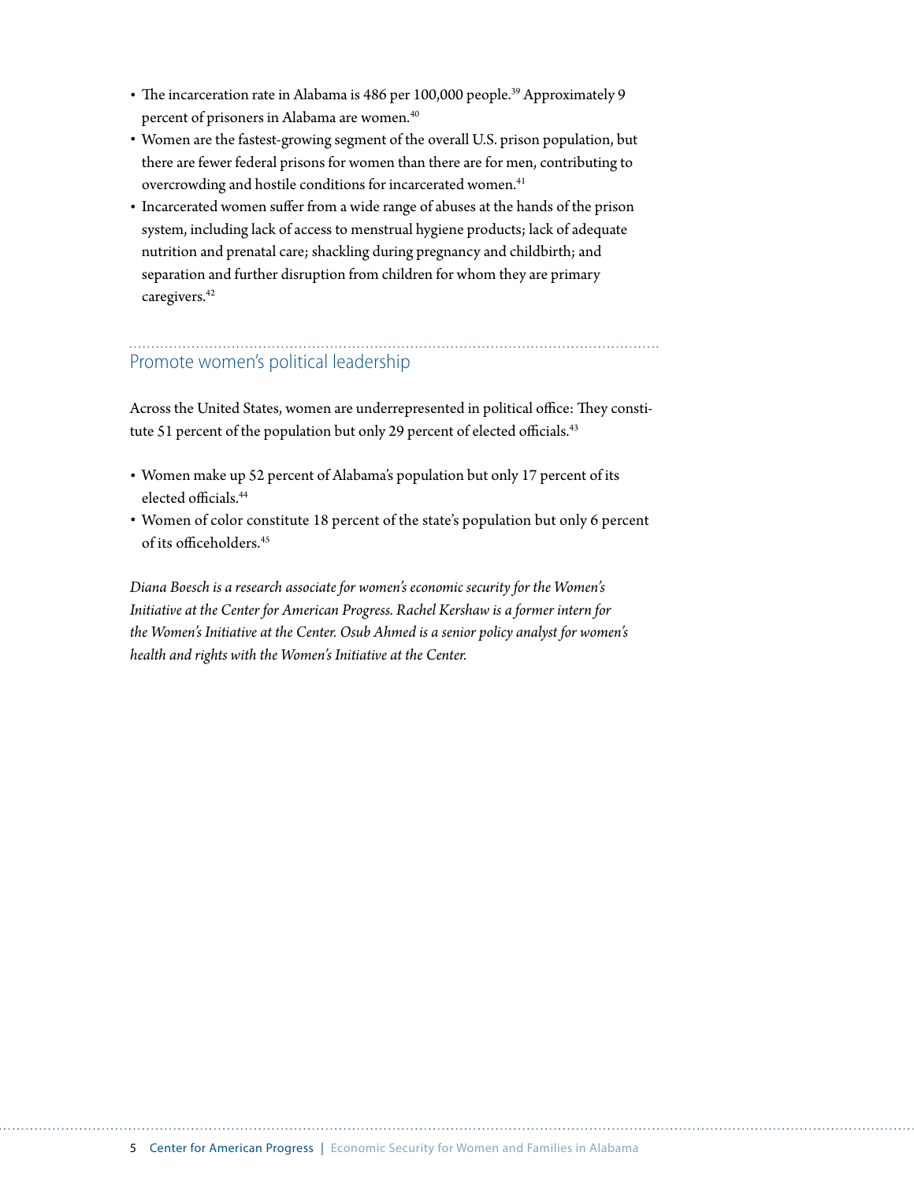- The incarceration rate in Alabama is 486 per 100,000 people.[39] Approximately 9 percent of prisoners in Alabama are women.[40]
- Women are the fastest-growing segment of the overall U.S. prison population, but there are fewer federal prisons for women than there are for men, contributing to overcrowding and hostile conditions for incarcerated women.[41]
- Incarcerated women suffer from a wide range of abuses at the hands of the prison system, including lack of access to menstrual hygiene products; lack of adequate nutrition and prenatal care; shackling during pregnancy and childbirth; and separation and further disruption from children for whom they are primary caregivers.[42]

## Promote women's political leadership

Across the United States, women are underrepresented in political office: They constitute 51 percent of the population but only 29 percent of elected officials.[43]

- Women make up 52 percent of Alabama's population but only 17 percent of its elected officials.[44]
- Women of color constitute 18 percent of the state's population but only 6 percent of its officeholders.[45]

*Diana Boesch is a research associate for women's economic security for the Women's Initiative at the Center for American Progress. Rachel Kershaw is a former intern for the Women's Initiative at the Center. Osub Ahmed is a senior policy analyst for women's health and rights with the Women's Initiative at the Center.*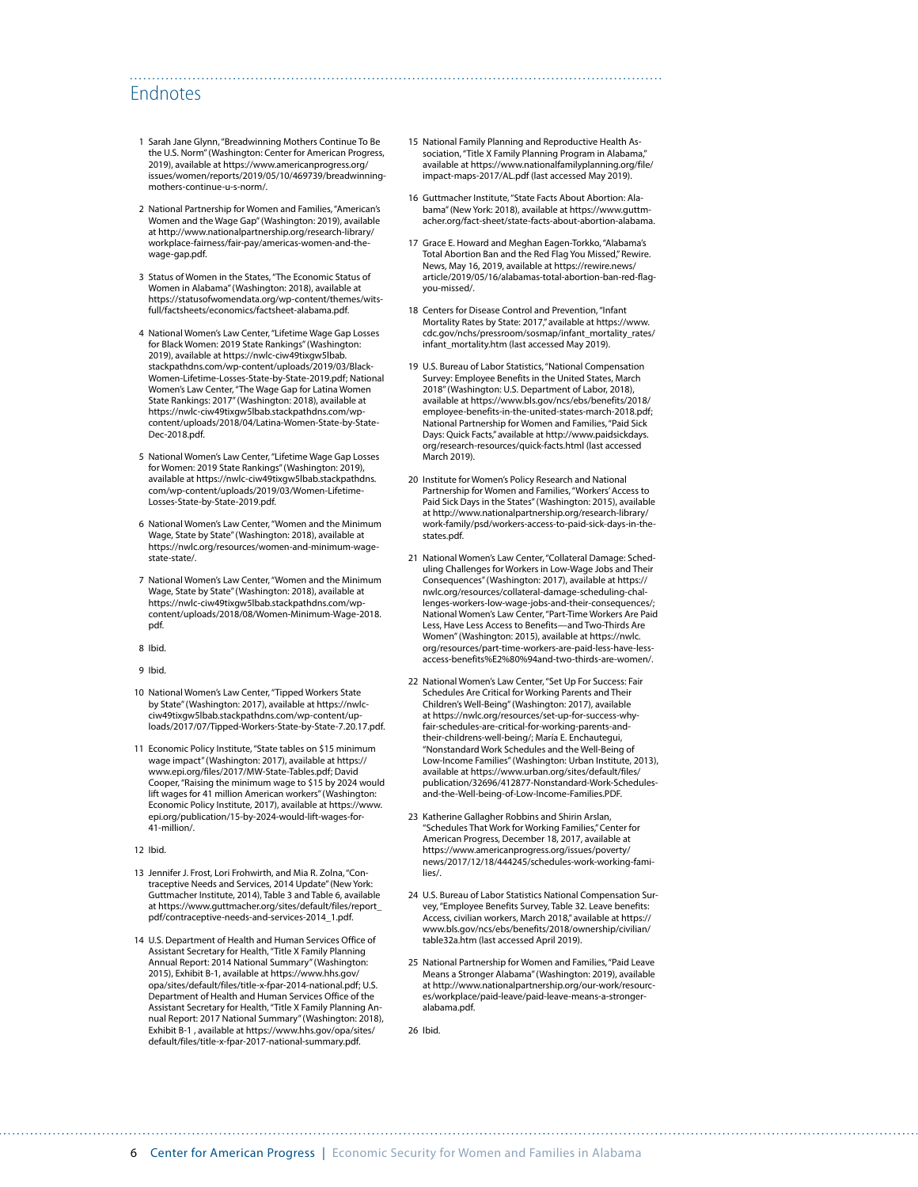# Endnotes

1. Sarah Jane Glynn, "Breadwinning Mothers Continue To Be the U.S. Norm" (Washington: Center for American Progress, 2019), available at https://www.americanprogress.org/issues/women/reports/2019/05/10/469739/breadwinning-mothers-continue-u-s-norm/.

2. National Partnership for Women and Families, "American's Women and the Wage Gap" (Washington: 2019), available at http://www.nationalpartnership.org/research-library/workplace-fairness/fair-pay/americas-women-and-the-wage-gap.pdf.

3. Status of Women in the States, "The Economic Status of Women in Alabama" (Washington: 2018), available at https://statusofwomendata.org/wp-content/themes/wits-full/factsheets/economics/factsheet-alabama.pdf.

4. National Women's Law Center, "Lifetime Wage Gap Losses for Black Women: 2019 State Rankings" (Washington: 2019), available at https://nwlc-ciw49tixgw5lbab.stackpathdns.com/wp-content/uploads/2019/03/Black-Women-Lifetime-Losses-State-by-State-2019.pdf; National Women's Law Center, "The Wage Gap for Latina Women State Rankings: 2017" (Washington: 2018), available at https://nwlc-ciw49tixgw5lbab.stackpathdns.com/wp-content/uploads/2018/04/Latina-Women-State-by-State-Dec-2018.pdf.

5. National Women's Law Center, "Lifetime Wage Gap Losses for Women: 2019 State Rankings" (Washington: 2019), available at https://nwlc-ciw49tixgw5lbab.stackpathdns.com/wp-content/uploads/2019/03/Women-Lifetime-Losses-State-by-State-2019.pdf.

6. National Women's Law Center, "Women and the Minimum Wage, State by State" (Washington: 2018), available at https://nwlc.org/resources/women-and-minimum-wage-state-state/.

7. National Women's Law Center, "Women and the Minimum Wage, State by State" (Washington: 2018), available at https://nwlc-ciw49tixgw5lbab.stackpathdns.com/wp-content/uploads/2018/08/Women-Minimum-Wage-2018.pdf.

8. Ibid.

9. Ibid.

10. National Women's Law Center, "Tipped Workers State by State" (Washington: 2017), available at https://nwlc-ciw49tixgw5lbab.stackpathdns.com/wp-content/uploads/2017/07/Tipped-Workers-State-by-State-7.20.17.pdf.

11. Economic Policy Institute, "State tables on $15 minimum wage impact" (Washington: 2017), available at https://www.epi.org/files/2017/MW-State-Tables.pdf; David Cooper, "Raising the minimum wage to $15 by 2024 would lift wages for 41 million American workers" (Washington: Economic Policy Institute, 2017), available at https://www.epi.org/publication/15-by-2024-would-lift-wages-for-41-million/.

12. Ibid.

13. Jennifer J. Frost, Lori Frohwirth, and Mia R. Zolna, "Contraceptive Needs and Services, 2014 Update" (New York: Guttmacher Institute, 2014), Table 3 and Table 6, available at https://www.guttmacher.org/sites/default/files/report_pdf/contraceptive-needs-and-services-2014_1.pdf.

14. U.S. Department of Health and Human Services Office of Assistant Secretary for Health, "Title X Family Planning Annual Report: 2014 National Summary" (Washington: 2015), Exhibit B-1, available at https://www.hhs.gov/opa/sites/default/files/title-x-fpar-2014-national.pdf; U.S. Department of Health and Human Services Office of the Assistant Secretary for Health, "Title X Family Planning Annual Report: 2017 National Summary" (Washington: 2018), Exhibit B-1 , available at https://www.hhs.gov/opa/sites/default/files/title-x-fpar-2017-national-summary.pdf.

15. National Family Planning and Reproductive Health Association, "Title X Family Planning Program in Alabama," available at https://www.nationalfamilyplanning.org/file/impact-maps-2017/AL.pdf (last accessed May 2019).

16. Guttmacher Institute, "State Facts About Abortion: Alabama" (New York: 2018), available at https://www.guttmacher.org/fact-sheet/state-facts-about-abortion-alabama.

17. Grace E. Howard and Meghan Eagen-Torkko, "Alabama's Total Abortion Ban and the Red Flag You Missed," Rewire. News, May 16, 2019, available at https://rewire.news/article/2019/05/16/alabamas-total-abortion-ban-red-flag-you-missed/.

18. Centers for Disease Control and Prevention, "Infant Mortality Rates by State: 2017," available at https://www.cdc.gov/nchs/pressroom/sosmap/infant_mortality_rates/infant_mortality.htm (last accessed May 2019).

19. U.S. Bureau of Labor Statistics, "National Compensation Survey: Employee Benefits in the United States, March 2018" (Washington: U.S. Department of Labor, 2018), available at https://www.bls.gov/ncs/ebs/benefits/2018/employee-benefits-in-the-united-states-march-2018.pdf; National Partnership for Women and Families, "Paid Sick Days: Quick Facts," available at http://www.paidsickdays.org/research-resources/quick-facts.html (last accessed March 2019).

20. Institute for Women's Policy Research and National Partnership for Women and Families, "Workers' Access to Paid Sick Days in the States" (Washington: 2015), available at http://www.nationalpartnership.org/research-library/work-family/psd/workers-access-to-paid-sick-days-in-the-states.pdf.

21. National Women's Law Center, "Collateral Damage: Scheduling Challenges for Workers in Low-Wage Jobs and Their Consequences" (Washington: 2017), available at https://nwlc.org/resources/collateral-damage-scheduling-challenges-workers-low-wage-jobs-and-their-consequences/; National Women's Law Center, "Part-Time Workers Are Paid Less, Have Less Access to Benefits—and Two-Thirds Are Women" (Washington: 2015), available at https://nwlc.org/resources/part-time-workers-are-paid-less-have-less-access-benefits%E2%80%94and-two-thirds-are-women/.

22. National Women's Law Center, "Set Up For Success: Fair Schedules Are Critical for Working Parents and Their Children's Well-Being" (Washington: 2017), available at https://nwlc.org/resources/set-up-for-success-why-fair-schedules-are-critical-for-working-parents-and-their-childrens-well-being/; María E. Enchautegui, "Nonstandard Work Schedules and the Well-Being of Low-Income Families" (Washington: Urban Institute, 2013), available at https://www.urban.org/sites/default/files/publication/32696/412877-Nonstandard-Work-Schedules-and-the-Well-being-of-Low-Income-Families.PDF.

23. Katherine Gallagher Robbins and Shirin Arslan, "Schedules That Work for Working Families," Center for American Progress, December 18, 2017, available at https://www.americanprogress.org/issues/poverty/news/2017/12/18/444245/schedules-work-working-families/.

24. U.S. Bureau of Labor Statistics National Compensation Survey, "Employee Benefits Survey, Table 32. Leave benefits: Access, civilian workers, March 2018," available at https://www.bls.gov/ncs/ebs/benefits/2018/ownership/civilian/table32a.htm (last accessed April 2019).

25. National Partnership for Women and Families, "Paid Leave Means a Stronger Alabama" (Washington: 2019), available at http://www.nationalpartnership.org/our-work/resources/workplace/paid-leave/paid-leave-means-a-stronger-alabama.pdf.

26. Ibid.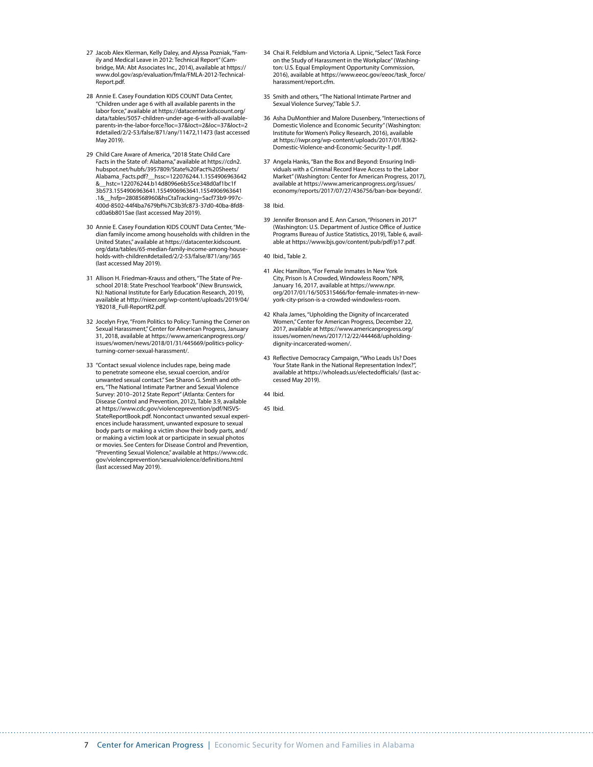27 Jacob Alex Klerman, Kelly Daley, and Alyssa Pozniak, "Family and Medical Leave in 2012: Technical Report" (Cambridge, MA: Abt Associates Inc., 2014), available at https://www.dol.gov/asp/evaluation/fmla/FMLA-2012-Technical-Report.pdf.

28 Annie E. Casey Foundation KIDS COUNT Data Center, "Children under age 6 with all available parents in the labor force," available at https://datacenter.kidscount.org/data/tables/5057-children-under-age-6-with-all-available-parents-in-the-labor-force?loc=37&loct=2&loc=37&loct=2#detailed/2/2-53/false/871/any/11472,11473 (last accessed May 2019).

29 Child Care Aware of America, "2018 State Child Care Facts in the State of: Alabama," available at https://cdn2.hubspot.net/hubfs/3957809/State%20Fact%20Sheets/Alabama_Facts.pdf?__hssc=122076244.1.1554906963642&__hstc=122076244.b14d8096e6b55ce348d0af1bc1f3b573.1554906963641.1554906963641.1554906963641.1&__hsfp=2808568960&hsCtaTracking=5acf73b9-997c-400d-8502-44f4ba7679bf%7C3b3fc873-37d0-40ba-8fd8-cd0a6b8015ae (last accessed May 2019).

30 Annie E. Casey Foundation KIDS COUNT Data Center, "Median family income among households with children in the United States," available at https://datacenter.kidscount.org/data/tables/65-median-family-income-among-households-with-children#detailed/2/2-53/false/871/any/365 (last accessed May 2019).

31 Allison H. Friedman-Krauss and others, "The State of Preschool 2018: State Preschool Yearbook" (New Brunswick, NJ: National Institute for Early Education Research, 2019), available at http://nieer.org/wp-content/uploads/2019/04/YB2018_Full-ReportR2.pdf.

32 Jocelyn Frye, "From Politics to Policy: Turning the Corner on Sexual Harassment," Center for American Progress, January 31, 2018, available at https://www.americanprogress.org/issues/women/news/2018/01/31/445669/politics-policy-turning-corner-sexual-harassment/.

33 "Contact sexual violence includes rape, being made to penetrate someone else, sexual coercion, and/or unwanted sexual contact." See Sharon G. Smith and others, "The National Intimate Partner and Sexual Violence Survey: 2010–2012 State Report" (Atlanta: Centers for Disease Control and Prevention, 2012), Table 3.9, available at https://www.cdc.gov/violenceprevention/pdf/NISVS-StateReportBook.pdf. Noncontact unwanted sexual experiences include harassment, unwanted exposure to sexual body parts or making a victim show their body parts, and/or making a victim look at or participate in sexual photos or movies. See Centers for Disease Control and Prevention, "Preventing Sexual Violence," available at https://www.cdc.gov/violenceprevention/sexualviolence/definitions.html (last accessed May 2019).

34 Chai R. Feldblum and Victoria A. Lipnic, "Select Task Force on the Study of Harassment in the Workplace" (Washington: U.S. Equal Employment Opportunity Commission, 2016), available at https://www.eeoc.gov/eeoc/task_force/harassment/report.cfm.

35 Smith and others, "The National Intimate Partner and Sexual Violence Survey," Table 5.7.

36 Asha DuMonthier and Malore Dusenbery, "Intersections of Domestic Violence and Economic Security" (Washington: Institute for Women's Policy Research, 2016), available at https://iwpr.org/wp-content/uploads/2017/01/B362-Domestic-Violence-and-Economic-Security-1.pdf.

37 Angela Hanks, "Ban the Box and Beyond: Ensuring Individuals with a Criminal Record Have Access to the Labor Market" (Washington: Center for American Progress, 2017), available at https://www.americanprogress.org/issues/economy/reports/2017/07/27/436756/ban-box-beyond/.

38 Ibid.

39 Jennifer Bronson and E. Ann Carson, "Prisoners in 2017" (Washington: U.S. Department of Justice Office of Justice Programs Bureau of Justice Statistics, 2019), Table 6, available at https://www.bjs.gov/content/pub/pdf/p17.pdf.

40 Ibid., Table 2.

41 Alec Hamilton, "For Female Inmates In New York City, Prison Is A Crowded, Windowless Room," NPR, January 16, 2017, available at https://www.npr.org/2017/01/16/505315466/for-female-inmates-in-new-york-city-prison-is-a-crowded-windowless-room.

42 Khala James, "Upholding the Dignity of Incarcerated Women," Center for American Progress, December 22, 2017, available at https://www.americanprogress.org/issues/women/news/2017/12/22/444468/upholding-dignity-incarcerated-women/.

43 Reflective Democracy Campaign, "Who Leads Us? Does Your State Rank in the National Representation Index?", available at https://wholeads.us/electedofficials/ (last accessed May 2019).

44 Ibid.

45 Ibid.